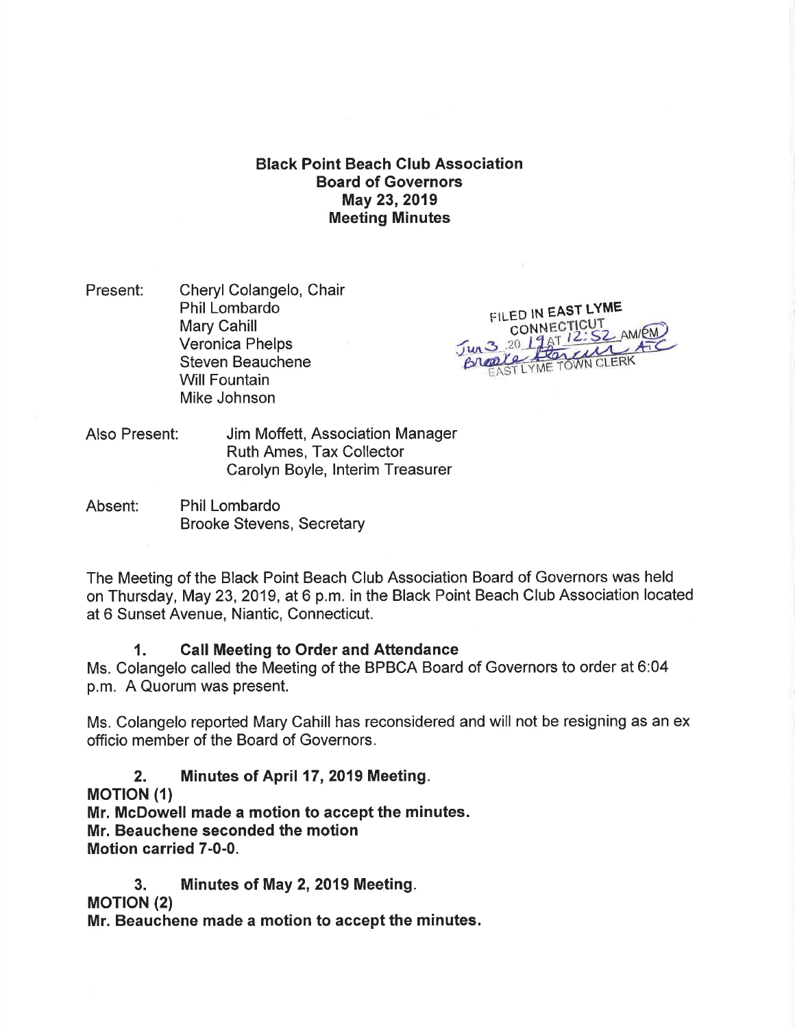**Black Point Beach Club Association**
**Board of Governors**
**May 23, 2019**
**Meeting Minutes**

Present: Cheryl Colangelo, Chair
Phil Lombardo
Mary Cahill
Veronica Phelps
Steven Beauchene
Will Fountain
Mike Johnson

FILED IN EAST LYME CONNECTICUT Jun 3 20 19 AT 12:52 AM/PM Brooke Stevens ATC EAST LYME TOWN CLERK

Also Present: Jim Moffett, Association Manager
Ruth Ames, Tax Collector
Carolyn Boyle, Interim Treasurer

Absent: Phil Lombardo
Brooke Stevens, Secretary

The Meeting of the Black Point Beach Club Association Board of Governors was held on Thursday, May 23, 2019, at 6 p.m. in the Black Point Beach Club Association located at 6 Sunset Avenue, Niantic, Connecticut.

### 1. Call Meeting to Order and Attendance

Ms. Colangelo called the Meeting of the BPBCA Board of Governors to order at 6:04 p.m. A Quorum was present.

Ms. Colangelo reported Mary Cahill has reconsidered and will not be resigning as an ex officio member of the Board of Governors.

### 2. Minutes of April 17, 2019 Meeting.

**MOTION (1)**
**Mr. McDowell made a motion to accept the minutes.**
**Mr. Beauchene seconded the motion**
**Motion carried 7-0-0.**

### 3. Minutes of May 2, 2019 Meeting.

**MOTION (2)**
**Mr. Beauchene made a motion to accept the minutes.**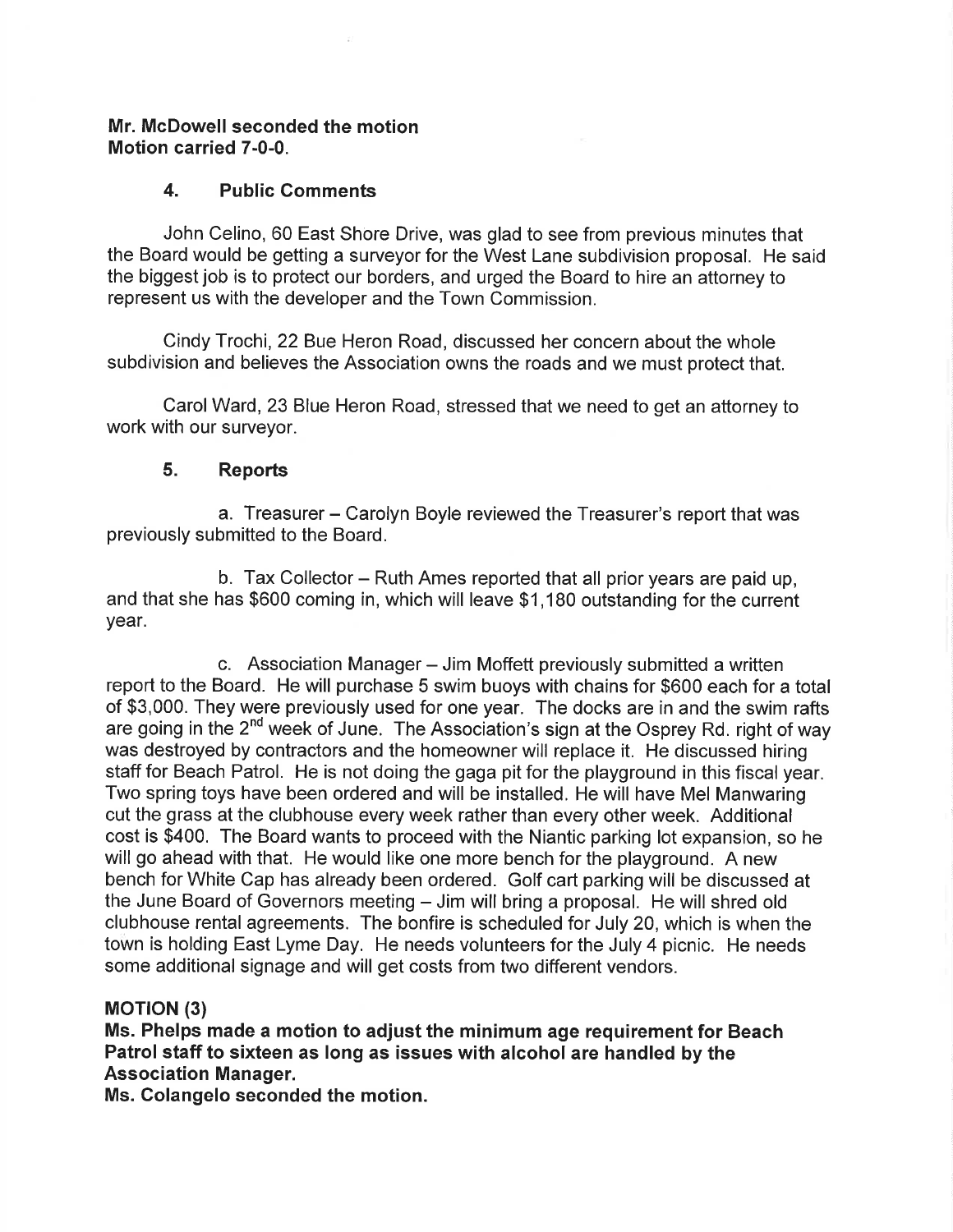**Mr. McDowell seconded the motion**
**Motion carried 7-0-0.**

## 4. Public Comments

John Celino, 60 East Shore Drive, was glad to see from previous minutes that the Board would be getting a surveyor for the West Lane subdivision proposal. He said the biggest job is to protect our borders, and urged the Board to hire an attorney to represent us with the developer and the Town Commission.

Cindy Trochi, 22 Bue Heron Road, discussed her concern about the whole subdivision and believes the Association owns the roads and we must protect that.

Carol Ward, 23 Blue Heron Road, stressed that we need to get an attorney to work with our surveyor.

## 5. Reports

a. Treasurer – Carolyn Boyle reviewed the Treasurer's report that was previously submitted to the Board.

b. Tax Collector – Ruth Ames reported that all prior years are paid up, and that she has $600 coming in, which will leave $1,180 outstanding for the current year.

c. Association Manager – Jim Moffett previously submitted a written report to the Board. He will purchase 5 swim buoys with chains for $600 each for a total of $3,000. They were previously used for one year. The docks are in and the swim rafts are going in the 2nd week of June. The Association's sign at the Osprey Rd. right of way was destroyed by contractors and the homeowner will replace it. He discussed hiring staff for Beach Patrol. He is not doing the gaga pit for the playground in this fiscal year. Two spring toys have been ordered and will be installed. He will have Mel Manwaring cut the grass at the clubhouse every week rather than every other week. Additional cost is $400. The Board wants to proceed with the Niantic parking lot expansion, so he will go ahead with that. He would like one more bench for the playground. A new bench for White Cap has already been ordered. Golf cart parking will be discussed at the June Board of Governors meeting – Jim will bring a proposal. He will shred old clubhouse rental agreements. The bonfire is scheduled for July 20, which is when the town is holding East Lyme Day. He needs volunteers for the July 4 picnic. He needs some additional signage and will get costs from two different vendors.

**MOTION (3)**
**Ms. Phelps made a motion to adjust the minimum age requirement for Beach Patrol staff to sixteen as long as issues with alcohol are handled by the Association Manager.**
**Ms. Colangelo seconded the motion.**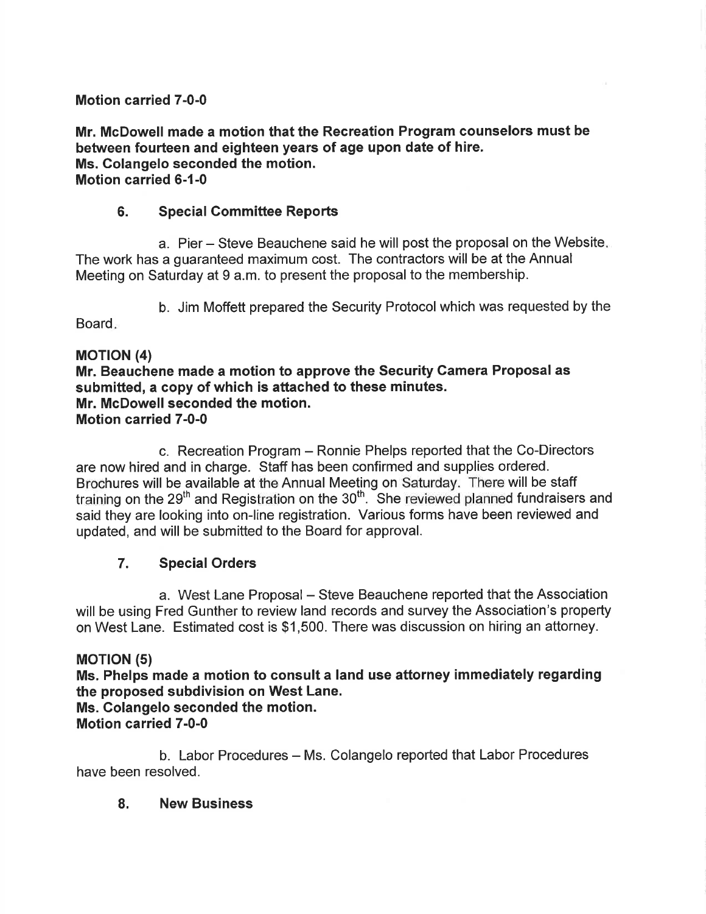**Motion carried 7-0-0**

**Mr. McDowell made a motion that the Recreation Program counselors must be between fourteen and eighteen years of age upon date of hire.**
**Ms. Colangelo seconded the motion.**
**Motion carried 6-1-0**

## 6. Special Committee Reports

a. Pier – Steve Beauchene said he will post the proposal on the Website. The work has a guaranteed maximum cost. The contractors will be at the Annual Meeting on Saturday at 9 a.m. to present the proposal to the membership.

b. Jim Moffett prepared the Security Protocol which was requested by the Board.

**MOTION (4)**
**Mr. Beauchene made a motion to approve the Security Camera Proposal as submitted, a copy of which is attached to these minutes.**
**Mr. McDowell seconded the motion.**
**Motion carried 7-0-0**

c. Recreation Program – Ronnie Phelps reported that the Co-Directors are now hired and in charge. Staff has been confirmed and supplies ordered. Brochures will be available at the Annual Meeting on Saturday. There will be staff training on the 29th and Registration on the 30th. She reviewed planned fundraisers and said they are looking into on-line registration. Various forms have been reviewed and updated, and will be submitted to the Board for approval.

## 7. Special Orders

a. West Lane Proposal – Steve Beauchene reported that the Association will be using Fred Gunther to review land records and survey the Association's property on West Lane. Estimated cost is $1,500. There was discussion on hiring an attorney.

**MOTION (5)**
**Ms. Phelps made a motion to consult a land use attorney immediately regarding the proposed subdivision on West Lane.**
**Ms. Colangelo seconded the motion.**
**Motion carried 7-0-0**

b. Labor Procedures – Ms. Colangelo reported that Labor Procedures have been resolved.

## 8. New Business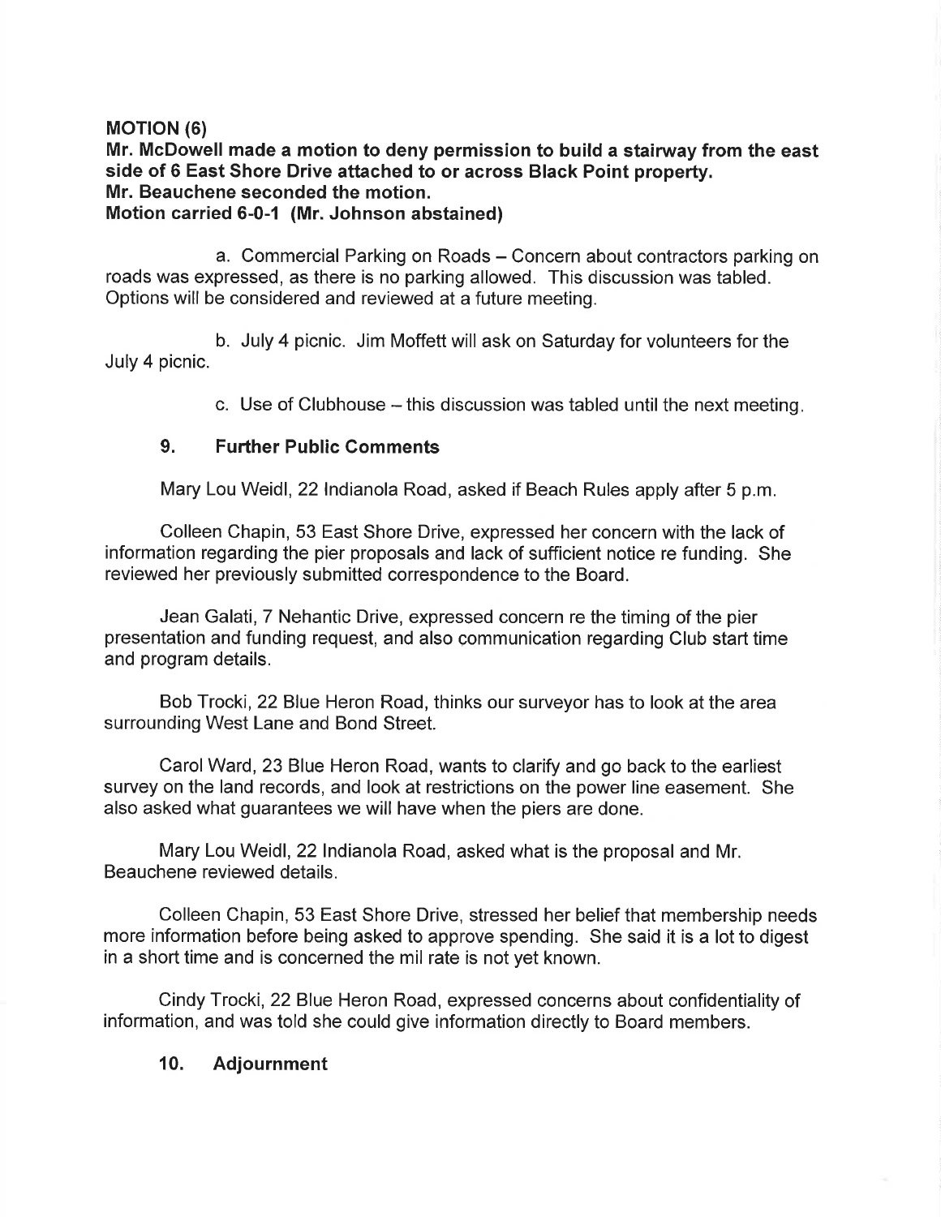**MOTION (6)**
**Mr. McDowell made a motion to deny permission to build a stairway from the east side of 6 East Shore Drive attached to or across Black Point property.**
**Mr. Beauchene seconded the motion.**
**Motion carried 6-0-1 (Mr. Johnson abstained)**

a. Commercial Parking on Roads – Concern about contractors parking on roads was expressed, as there is no parking allowed. This discussion was tabled. Options will be considered and reviewed at a future meeting.

b. July 4 picnic. Jim Moffett will ask on Saturday for volunteers for the July 4 picnic.

c. Use of Clubhouse – this discussion was tabled until the next meeting.

## 9. Further Public Comments

Mary Lou Weidl, 22 Indianola Road, asked if Beach Rules apply after 5 p.m.

Colleen Chapin, 53 East Shore Drive, expressed her concern with the lack of information regarding the pier proposals and lack of sufficient notice re funding. She reviewed her previously submitted correspondence to the Board.

Jean Galati, 7 Nehantic Drive, expressed concern re the timing of the pier presentation and funding request, and also communication regarding Club start time and program details.

Bob Trocki, 22 Blue Heron Road, thinks our surveyor has to look at the area surrounding West Lane and Bond Street.

Carol Ward, 23 Blue Heron Road, wants to clarify and go back to the earliest survey on the land records, and look at restrictions on the power line easement. She also asked what guarantees we will have when the piers are done.

Mary Lou Weidl, 22 Indianola Road, asked what is the proposal and Mr. Beauchene reviewed details.

Colleen Chapin, 53 East Shore Drive, stressed her belief that membership needs more information before being asked to approve spending. She said it is a lot to digest in a short time and is concerned the mil rate is not yet known.

Cindy Trocki, 22 Blue Heron Road, expressed concerns about confidentiality of information, and was told she could give information directly to Board members.

## 10. Adjournment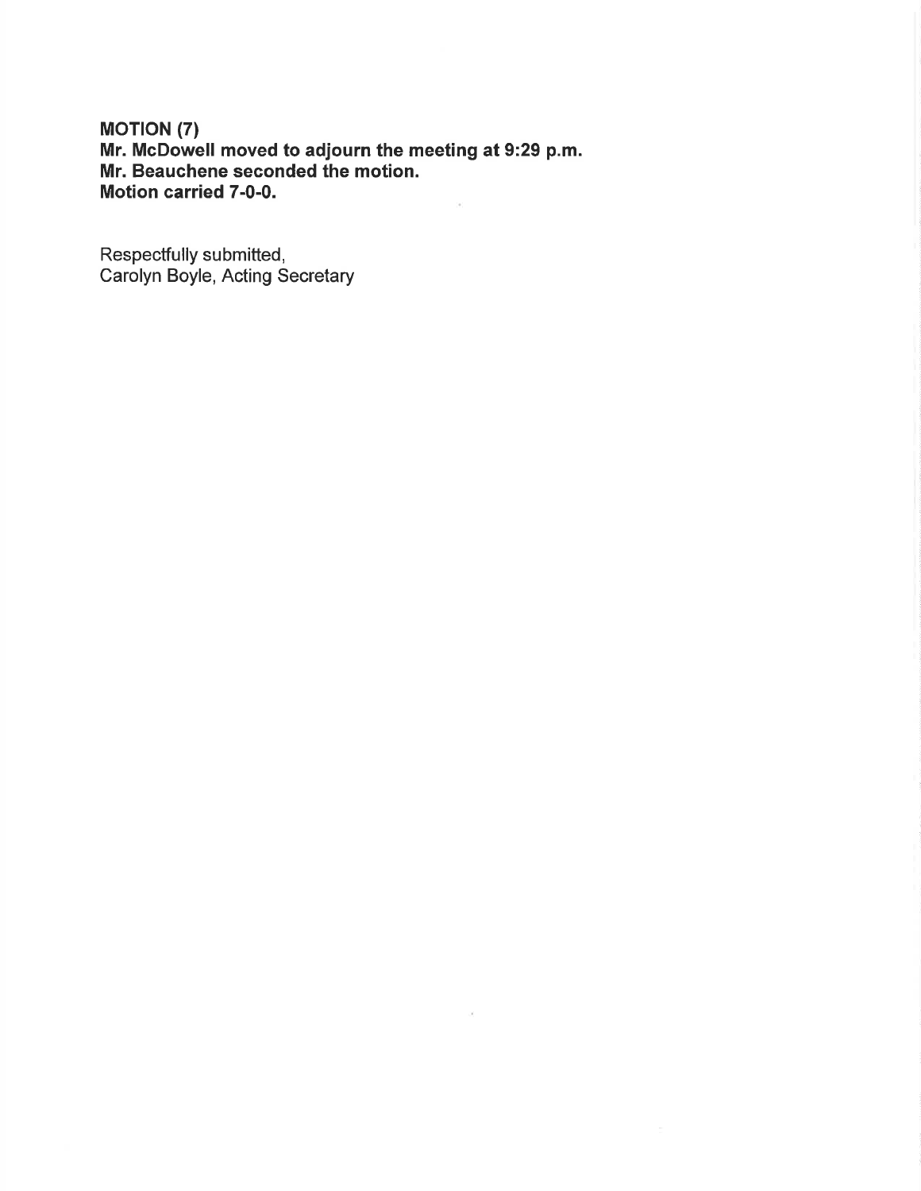**MOTION (7)**
**Mr. McDowell moved to adjourn the meeting at 9:29 p.m.**
**Mr. Beauchene seconded the motion.**
**Motion carried 7-0-0.**

Respectfully submitted,
Carolyn Boyle, Acting Secretary